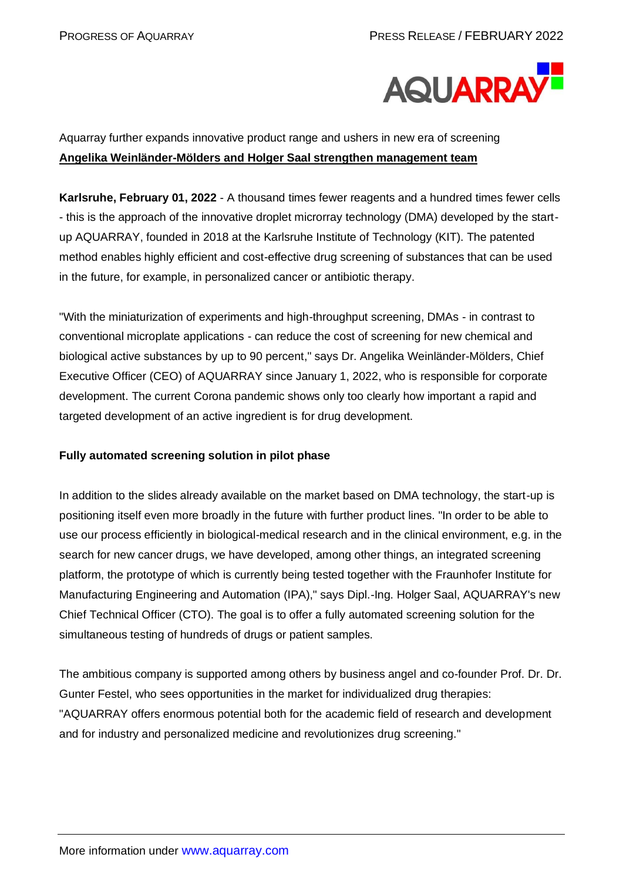Aquarray further expands innovative product range and ushers in new era of screening

**Angelika Weinländer-Mölders and Holger Saal strengthen management team**

**Karlsruhe, February 01, 2022** - A thousand times fewer reagents and a hundred times fewer cells - this is the approach of the innovative droplet microrray technology (DMA) developed by the start-up AQUARRAY, founded in 2018 at the Karlsruhe Institute of Technology (KIT). The patented method enables highly efficient and cost-effective drug screening of substances that can be used in the future, for example, in personalized cancer or antibiotic therapy.

"With the miniaturization of experiments and high-throughput screening, DMAs - in contrast to conventional microplate applications - can reduce the cost of screening for new chemical and biological active substances by up to 90 percent," says Dr. Angelika Weinländer-Mölders, Chief Executive Officer (CEO) of AQUARRAY since January 1, 2022, who is responsible for corporate development. The current Corona pandemic shows only too clearly how important a rapid and targeted development of an active ingredient is for drug development.

**Fully automated screening solution in pilot phase**

In addition to the slides already available on the market based on DMA technology, the start-up is positioning itself even more broadly in the future with further product lines. "In order to be able to use our process efficiently in biological-medical research and in the clinical environment, e.g. in the search for new cancer drugs, we have developed, among other things, an integrated screening platform, the prototype of which is currently being tested together with the Fraunhofer Institute for Manufacturing Engineering and Automation (IPA)," says Dipl.-Ing. Holger Saal, AQUARRAY's new Chief Technical Officer (CTO). The goal is to offer a fully automated screening solution for the simultaneous testing of hundreds of drugs or patient samples.

The ambitious company is supported among others by business angel and co-founder Prof. Dr. Dr. Gunter Festel, who sees opportunities in the market for individualized drug therapies: "AQUARRAY offers enormous potential both for the academic field of research and development and for industry and personalized medicine and revolutionizes drug screening."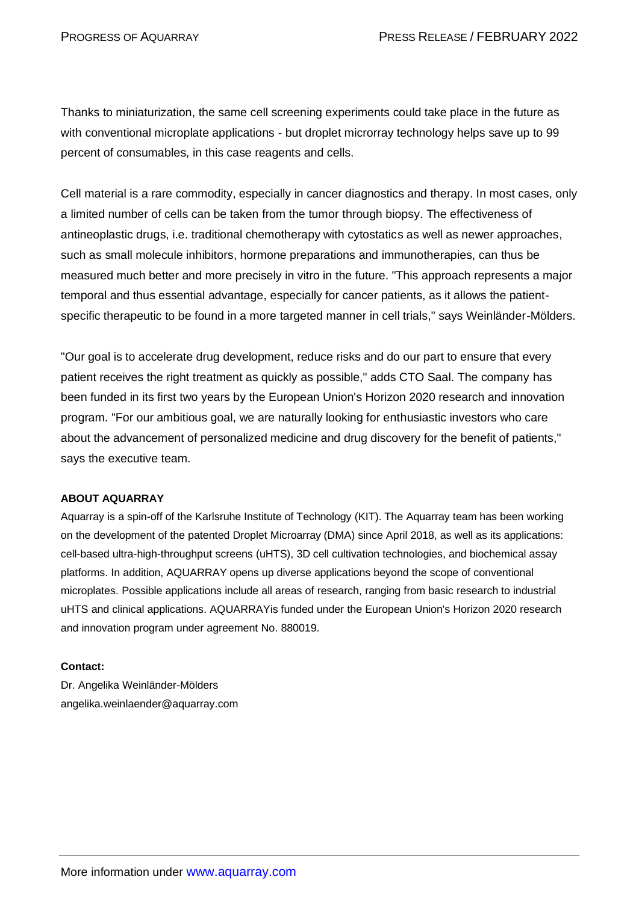Thanks to miniaturization, the same cell screening experiments could take place in the future as with conventional microplate applications - but droplet microrray technology helps save up to 99 percent of consumables, in this case reagents and cells.

Cell material is a rare commodity, especially in cancer diagnostics and therapy. In most cases, only a limited number of cells can be taken from the tumor through biopsy. The effectiveness of antineoplastic drugs, i.e. traditional chemotherapy with cytostatics as well as newer approaches, such as small molecule inhibitors, hormone preparations and immunotherapies, can thus be measured much better and more precisely in vitro in the future. "This approach represents a major temporal and thus essential advantage, especially for cancer patients, as it allows the patient-specific therapeutic to be found in a more targeted manner in cell trials," says Weinländer-Mölders.

"Our goal is to accelerate drug development, reduce risks and do our part to ensure that every patient receives the right treatment as quickly as possible," adds CTO Saal. The company has been funded in its first two years by the European Union's Horizon 2020 research and innovation program. "For our ambitious goal, we are naturally looking for enthusiastic investors who care about the advancement of personalized medicine and drug discovery for the benefit of patients," says the executive team.

**ABOUT AQUARRAY**

Aquarray is a spin-off of the Karlsruhe Institute of Technology (KIT). The Aquarray team has been working on the development of the patented Droplet Microarray (DMA) since April 2018, as well as its applications: cell-based ultra-high-throughput screens (uHTS), 3D cell cultivation technologies, and biochemical assay platforms. In addition, AQUARRAY opens up diverse applications beyond the scope of conventional microplates. Possible applications include all areas of research, ranging from basic research to industrial uHTS and clinical applications. AQUARRAYis funded under the European Union's Horizon 2020 research and innovation program under agreement No. 880019.

**Contact:**

Dr. Angelika Weinländer-Mölders
angelika.weinlaender@aquarray.com

More information under www.aquarray.com